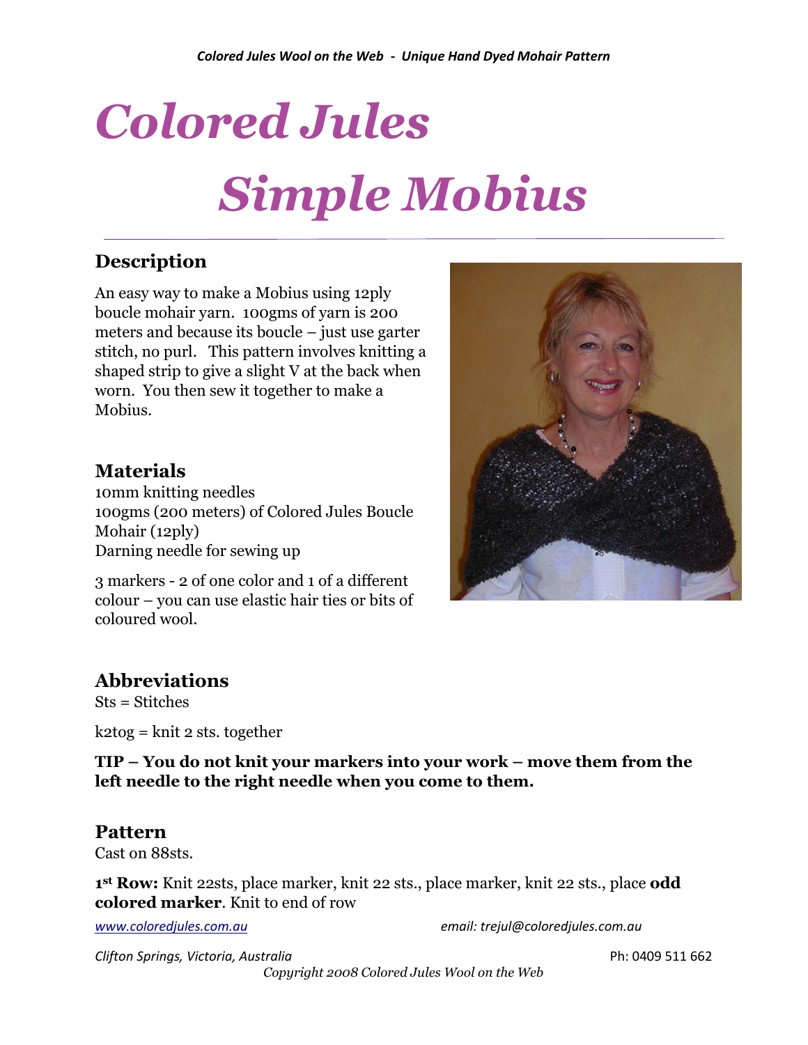# Colored Jules

# Simple Mobius

## Description

An easy way to make a Mobius using 12ply boucle mohair yarn. 100gms of yarn is 200 meters and because its boucle – just use garter stitch, no purl. This pattern involves knitting a shaped strip to give a slight V at the back when worn. You then sew it together to make a Mobius.

## Materials

10mm knitting needles
100gms (200 meters) of Colored Jules Boucle Mohair (12ply)
Darning needle for sewing up

3 markers - 2 of one color and 1 of a different colour – you can use elastic hair ties or bits of coloured wool.

## Abbreviations

Sts = Stitches

k2tog = knit 2 sts. together

**TIP – You do not knit your markers into your work – move them from the left needle to the right needle when you come to them.**

## Pattern

Cast on 88sts.

**1st Row:** Knit 22sts, place marker, knit 22 sts., place marker, knit 22 sts., place **odd colored marker**. Knit to end of row

*www.coloredjules.com.au* *email: trejul@coloredjules.com.au*

*Clifton Springs, Victoria, Australia* Ph: 0409 511 662

*Copyright 2008 Colored Jules Wool on the Web*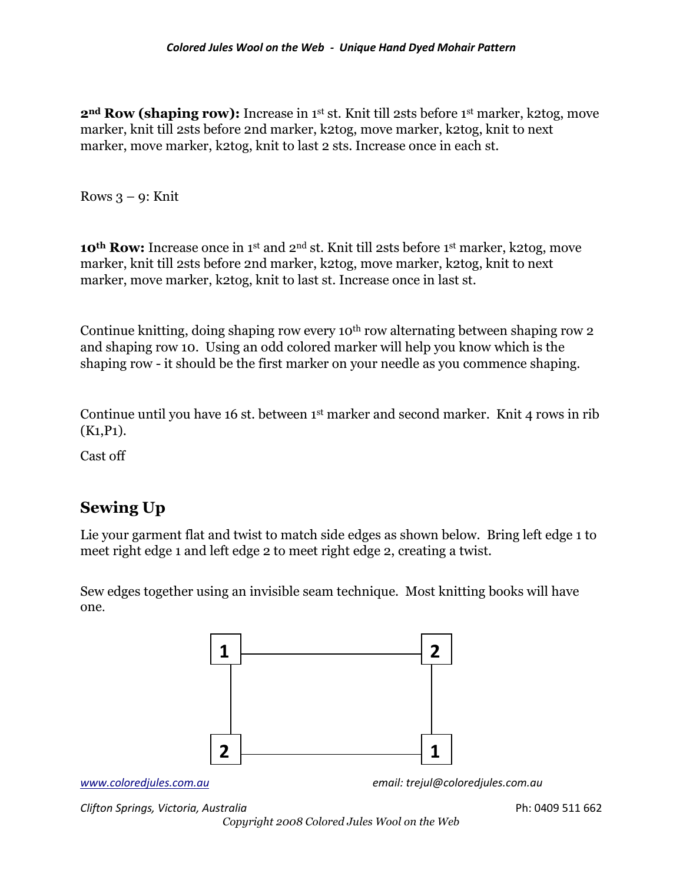**2nd Row (shaping row):** Increase in 1st st. Knit till 2sts before 1st marker, k2tog, move marker, knit till 2sts before 2nd marker, k2tog, move marker, k2tog, knit to next marker, move marker, k2tog, knit to last 2 sts. Increase once in each st.

Rows 3 – 9: Knit

**10th Row:** Increase once in 1st and 2nd st. Knit till 2sts before 1st marker, k2tog, move marker, knit till 2sts before 2nd marker, k2tog, move marker, k2tog, knit to next marker, move marker, k2tog, knit to last st. Increase once in last st.

Continue knitting, doing shaping row every 10th row alternating between shaping row 2 and shaping row 10. Using an odd colored marker will help you know which is the shaping row - it should be the first marker on your needle as you commence shaping.

Continue until you have 16 st. between 1st marker and second marker. Knit 4 rows in rib (K1,P1).

Cast off

## Sewing Up

Lie your garment flat and twist to match side edges as shown below. Bring left edge 1 to meet right edge 1 and left edge 2 to meet right edge 2, creating a twist.

Sew edges together using an invisible seam technique. Most knitting books will have one.

1
2
2
1

www.coloredjules.com.au email: trejul@coloredjules.com.au

Clifton Springs, Victoria, Australia Ph: 0409 511 662

Copyright 2008 Colored Jules Wool on the Web